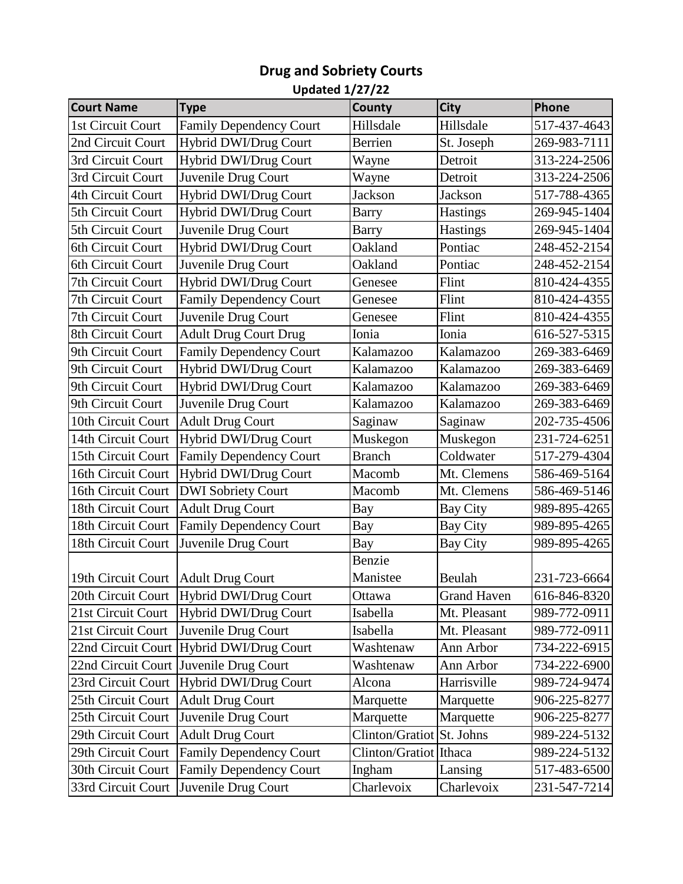# Drug and Sobriety Courts

**Updated 1/27/22**

| Court Name | Type | County | City | Phone |
|---|---|---|---|---|
| 1st Circuit Court | Family Dependency Court | Hillsdale | Hillsdale | 517-437-4643 |
| 2nd Circuit Court | Hybrid DWI/Drug Court | Berrien | St. Joseph | 269-983-7111 |
| 3rd Circuit Court | Hybrid DWI/Drug Court | Wayne | Detroit | 313-224-2506 |
| 3rd Circuit Court | Juvenile Drug Court | Wayne | Detroit | 313-224-2506 |
| 4th Circuit Court | Hybrid DWI/Drug Court | Jackson | Jackson | 517-788-4365 |
| 5th Circuit Court | Hybrid DWI/Drug Court | Barry | Hastings | 269-945-1404 |
| 5th Circuit Court | Juvenile Drug Court | Barry | Hastings | 269-945-1404 |
| 6th Circuit Court | Hybrid DWI/Drug Court | Oakland | Pontiac | 248-452-2154 |
| 6th Circuit Court | Juvenile Drug Court | Oakland | Pontiac | 248-452-2154 |
| 7th Circuit Court | Hybrid DWI/Drug Court | Genesee | Flint | 810-424-4355 |
| 7th Circuit Court | Family Dependency Court | Genesee | Flint | 810-424-4355 |
| 7th Circuit Court | Juvenile Drug Court | Genesee | Flint | 810-424-4355 |
| 8th Circuit Court | Adult Drug Court Drug | Ionia | Ionia | 616-527-5315 |
| 9th Circuit Court | Family Dependency Court | Kalamazoo | Kalamazoo | 269-383-6469 |
| 9th Circuit Court | Hybrid DWI/Drug Court | Kalamazoo | Kalamazoo | 269-383-6469 |
| 9th Circuit Court | Hybrid DWI/Drug Court | Kalamazoo | Kalamazoo | 269-383-6469 |
| 9th Circuit Court | Juvenile Drug Court | Kalamazoo | Kalamazoo | 269-383-6469 |
| 10th Circuit Court | Adult Drug Court | Saginaw | Saginaw | 202-735-4506 |
| 14th Circuit Court | Hybrid DWI/Drug Court | Muskegon | Muskegon | 231-724-6251 |
| 15th Circuit Court | Family Dependency Court | Branch | Coldwater | 517-279-4304 |
| 16th Circuit Court | Hybrid DWI/Drug Court | Macomb | Mt. Clemens | 586-469-5164 |
| 16th Circuit Court | DWI Sobriety Court | Macomb | Mt. Clemens | 586-469-5146 |
| 18th Circuit Court | Adult Drug Court | Bay | Bay City | 989-895-4265 |
| 18th Circuit Court | Family Dependency Court | Bay | Bay City | 989-895-4265 |
| 18th Circuit Court | Juvenile Drug Court | Bay | Bay City | 989-895-4265 |
| 19th Circuit Court | Adult Drug Court | Benzie Manistee | Beulah | 231-723-6664 |
| 20th Circuit Court | Hybrid DWI/Drug Court | Ottawa | Grand Haven | 616-846-8320 |
| 21st Circuit Court | Hybrid DWI/Drug Court | Isabella | Mt. Pleasant | 989-772-0911 |
| 21st Circuit Court | Juvenile Drug Court | Isabella | Mt. Pleasant | 989-772-0911 |
| 22nd Circuit Court | Hybrid DWI/Drug Court | Washtenaw | Ann Arbor | 734-222-6915 |
| 22nd Circuit Court | Juvenile Drug Court | Washtenaw | Ann Arbor | 734-222-6900 |
| 23rd Circuit Court | Hybrid DWI/Drug Court | Alcona | Harrisville | 989-724-9474 |
| 25th Circuit Court | Adult Drug Court | Marquette | Marquette | 906-225-8277 |
| 25th Circuit Court | Juvenile Drug Court | Marquette | Marquette | 906-225-8277 |
| 29th Circuit Court | Adult Drug Court | Clinton/Gratiot | St. Johns | 989-224-5132 |
| 29th Circuit Court | Family Dependency Court | Clinton/Gratiot | Ithaca | 989-224-5132 |
| 30th Circuit Court | Family Dependency Court | Ingham | Lansing | 517-483-6500 |
| 33rd Circuit Court | Juvenile Drug Court | Charlevoix | Charlevoix | 231-547-7214 |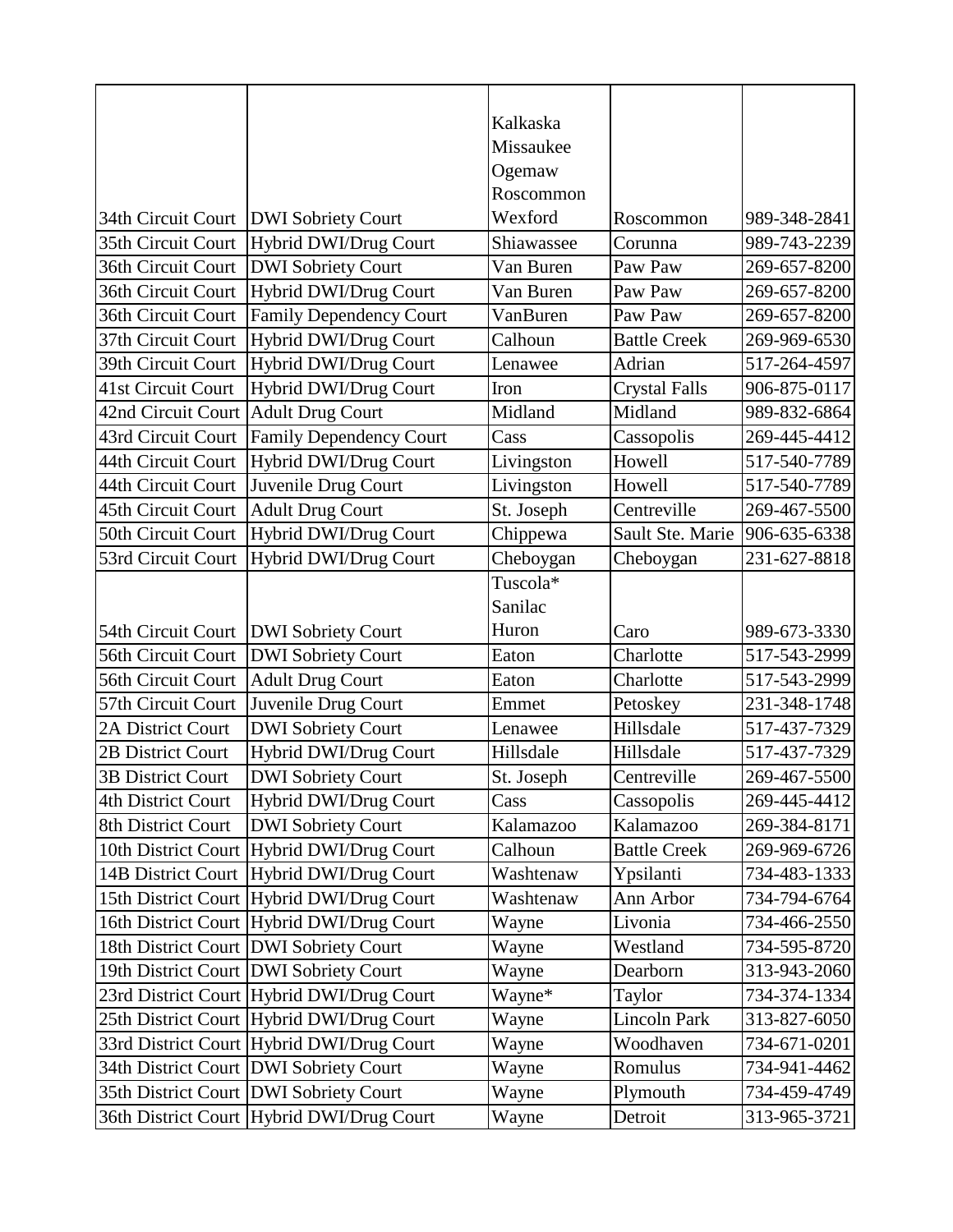| | | | | |
|---|---|---|---|---|
| 34th Circuit Court | DWI Sobriety Court | Kalkaska<br>Missaukee<br>Ogemaw<br>Roscommon<br>Wexford | Roscommon | 989-348-2841 |
| 35th Circuit Court | Hybrid DWI/Drug Court | Shiawassee | Corunna | 989-743-2239 |
| 36th Circuit Court | DWI Sobriety Court | Van Buren | Paw Paw | 269-657-8200 |
| 36th Circuit Court | Hybrid DWI/Drug Court | Van Buren | Paw Paw | 269-657-8200 |
| 36th Circuit Court | Family Dependency Court | VanBuren | Paw Paw | 269-657-8200 |
| 37th Circuit Court | Hybrid DWI/Drug Court | Calhoun | Battle Creek | 269-969-6530 |
| 39th Circuit Court | Hybrid DWI/Drug Court | Lenawee | Adrian | 517-264-4597 |
| 41st Circuit Court | Hybrid DWI/Drug Court | Iron | Crystal Falls | 906-875-0117 |
| 42nd Circuit Court | Adult Drug Court | Midland | Midland | 989-832-6864 |
| 43rd Circuit Court | Family Dependency Court | Cass | Cassopolis | 269-445-4412 |
| 44th Circuit Court | Hybrid DWI/Drug Court | Livingston | Howell | 517-540-7789 |
| 44th Circuit Court | Juvenile Drug Court | Livingston | Howell | 517-540-7789 |
| 45th Circuit Court | Adult Drug Court | St. Joseph | Centreville | 269-467-5500 |
| 50th Circuit Court | Hybrid DWI/Drug Court | Chippewa | Sault Ste. Marie | 906-635-6338 |
| 53rd Circuit Court | Hybrid DWI/Drug Court | Cheboygan | Cheboygan | 231-627-8818 |
| 54th Circuit Court | DWI Sobriety Court | Tuscola*<br>Sanilac<br>Huron | Caro | 989-673-3330 |
| 56th Circuit Court | DWI Sobriety Court | Eaton | Charlotte | 517-543-2999 |
| 56th Circuit Court | Adult Drug Court | Eaton | Charlotte | 517-543-2999 |
| 57th Circuit Court | Juvenile Drug Court | Emmet | Petoskey | 231-348-1748 |
| 2A District Court | DWI Sobriety Court | Lenawee | Hillsdale | 517-437-7329 |
| 2B District Court | Hybrid DWI/Drug Court | Hillsdale | Hillsdale | 517-437-7329 |
| 3B District Court | DWI Sobriety Court | St. Joseph | Centreville | 269-467-5500 |
| 4th District Court | Hybrid DWI/Drug Court | Cass | Cassopolis | 269-445-4412 |
| 8th District Court | DWI Sobriety Court | Kalamazoo | Kalamazoo | 269-384-8171 |
| 10th District Court | Hybrid DWI/Drug Court | Calhoun | Battle Creek | 269-969-6726 |
| 14B District Court | Hybrid DWI/Drug Court | Washtenaw | Ypsilanti | 734-483-1333 |
| 15th District Court | Hybrid DWI/Drug Court | Washtenaw | Ann Arbor | 734-794-6764 |
| 16th District Court | Hybrid DWI/Drug Court | Wayne | Livonia | 734-466-2550 |
| 18th District Court | DWI Sobriety Court | Wayne | Westland | 734-595-8720 |
| 19th District Court | DWI Sobriety Court | Wayne | Dearborn | 313-943-2060 |
| 23rd District Court | Hybrid DWI/Drug Court | Wayne* | Taylor | 734-374-1334 |
| 25th District Court | Hybrid DWI/Drug Court | Wayne | Lincoln Park | 313-827-6050 |
| 33rd District Court | Hybrid DWI/Drug Court | Wayne | Woodhaven | 734-671-0201 |
| 34th District Court | DWI Sobriety Court | Wayne | Romulus | 734-941-4462 |
| 35th District Court | DWI Sobriety Court | Wayne | Plymouth | 734-459-4749 |
| 36th District Court | Hybrid DWI/Drug Court | Wayne | Detroit | 313-965-3721 |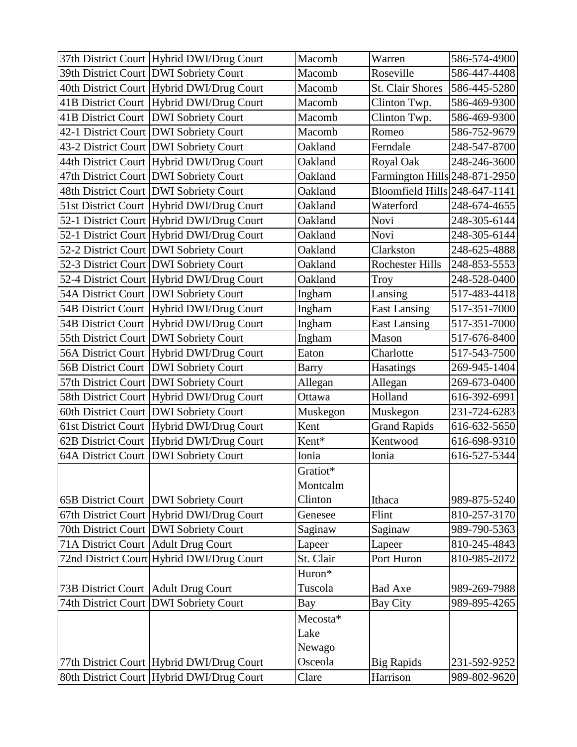| 37th District Court | Hybrid DWI/Drug Court | Macomb | Warren | 586-574-4900 |
|---|---|---|---|---|
| 39th District Court | DWI Sobriety Court | Macomb | Roseville | 586-447-4408 |
| 40th District Court | Hybrid DWI/Drug Court | Macomb | St. Clair Shores | 586-445-5280 |
| 41B District Court | Hybrid DWI/Drug Court | Macomb | Clinton Twp. | 586-469-9300 |
| 41B District Court | DWI Sobriety Court | Macomb | Clinton Twp. | 586-469-9300 |
| 42-1 District Court | DWI Sobriety Court | Macomb | Romeo | 586-752-9679 |
| 43-2 District Court | DWI Sobriety Court | Oakland | Ferndale | 248-547-8700 |
| 44th District Court | Hybrid DWI/Drug Court | Oakland | Royal Oak | 248-246-3600 |
| 47th District Court | DWI Sobriety Court | Oakland | Farmington Hills | 248-871-2950 |
| 48th District Court | DWI Sobriety Court | Oakland | Bloomfield Hills | 248-647-1141 |
| 51st District Court | Hybrid DWI/Drug Court | Oakland | Waterford | 248-674-4655 |
| 52-1 District Court | Hybrid DWI/Drug Court | Oakland | Novi | 248-305-6144 |
| 52-1 District Court | Hybrid DWI/Drug Court | Oakland | Novi | 248-305-6144 |
| 52-2 District Court | DWI Sobriety Court | Oakland | Clarkston | 248-625-4888 |
| 52-3 District Court | DWI Sobriety Court | Oakland | Rochester Hills | 248-853-5553 |
| 52-4 District Court | Hybrid DWI/Drug Court | Oakland | Troy | 248-528-0400 |
| 54A District Court | DWI Sobriety Court | Ingham | Lansing | 517-483-4418 |
| 54B District Court | Hybrid DWI/Drug Court | Ingham | East Lansing | 517-351-7000 |
| 54B District Court | Hybrid DWI/Drug Court | Ingham | East Lansing | 517-351-7000 |
| 55th District Court | DWI Sobriety Court | Ingham | Mason | 517-676-8400 |
| 56A District Court | Hybrid DWI/Drug Court | Eaton | Charlotte | 517-543-7500 |
| 56B District Court | DWI Sobriety Court | Barry | Hasatings | 269-945-1404 |
| 57th District Court | DWI Sobriety Court | Allegan | Allegan | 269-673-0400 |
| 58th District Court | Hybrid DWI/Drug Court | Ottawa | Holland | 616-392-6991 |
| 60th District Court | DWI Sobriety Court | Muskegon | Muskegon | 231-724-6283 |
| 61st District Court | Hybrid DWI/Drug Court | Kent | Grand Rapids | 616-632-5650 |
| 62B District Court | Hybrid DWI/Drug Court | Kent* | Kentwood | 616-698-9310 |
| 64A District Court | DWI Sobriety Court | Ionia | Ionia | 616-527-5344 |
| 65B District Court | DWI Sobriety Court | Gratiot* Montcalm Clinton | Ithaca | 989-875-5240 |
| 67th District Court | Hybrid DWI/Drug Court | Genesee | Flint | 810-257-3170 |
| 70th District Court | DWI Sobriety Court | Saginaw | Saginaw | 989-790-5363 |
| 71A District Court | Adult Drug Court | Lapeer | Lapeer | 810-245-4843 |
| 72nd District Court | Hybrid DWI/Drug Court | St. Clair | Port Huron | 810-985-2072 |
| 73B District Court | Adult Drug Court | Huron* Tuscola | Bad Axe | 989-269-7988 |
| 74th District Court | DWI Sobriety Court | Bay | Bay City | 989-895-4265 |
| 77th District Court | Hybrid DWI/Drug Court | Mecosta* Lake Newago Osceola | Big Rapids | 231-592-9252 |
| 80th District Court | Hybrid DWI/Drug Court | Clare | Harrison | 989-802-9620 |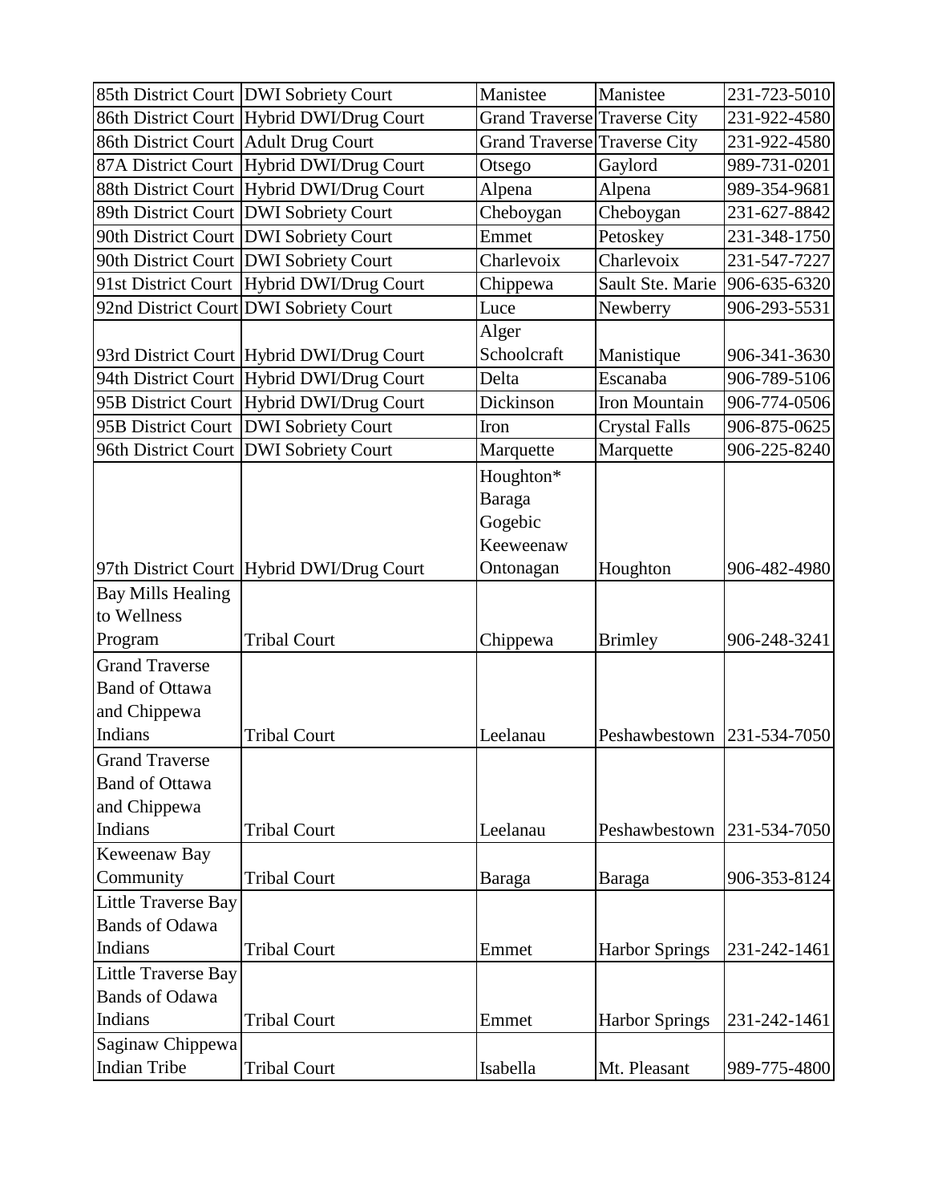| | | | | |
|---|---|---|---|---|
| 85th District Court | DWI Sobriety Court | Manistee | Manistee | 231-723-5010 |
| 86th District Court | Hybrid DWI/Drug Court | Grand Traverse | Traverse City | 231-922-4580 |
| 86th District Court | Adult Drug Court | Grand Traverse | Traverse City | 231-922-4580 |
| 87A District Court | Hybrid DWI/Drug Court | Otsego | Gaylord | 989-731-0201 |
| 88th District Court | Hybrid DWI/Drug Court | Alpena | Alpena | 989-354-9681 |
| 89th District Court | DWI Sobriety Court | Cheboygan | Cheboygan | 231-627-8842 |
| 90th District Court | DWI Sobriety Court | Emmet | Petoskey | 231-348-1750 |
| 90th District Court | DWI Sobriety Court | Charlevoix | Charlevoix | 231-547-7227 |
| 91st District Court | Hybrid DWI/Drug Court | Chippewa | Sault Ste. Marie | 906-635-6320 |
| 92nd District Court | DWI Sobriety Court | Luce | Newberry | 906-293-5531 |
| 93rd District Court | Hybrid DWI/Drug Court | Alger Schoolcraft | Manistique | 906-341-3630 |
| 94th District Court | Hybrid DWI/Drug Court | Delta | Escanaba | 906-789-5106 |
| 95B District Court | Hybrid DWI/Drug Court | Dickinson | Iron Mountain | 906-774-0506 |
| 95B District Court | DWI Sobriety Court | Iron | Crystal Falls | 906-875-0625 |
| 96th District Court | DWI Sobriety Court | Marquette | Marquette | 906-225-8240 |
| 97th District Court | Hybrid DWI/Drug Court | Houghton* Baraga Gogebic Keeweenaw Ontonagan | Houghton | 906-482-4980 |
| Bay Mills Healing to Wellness Program | Tribal Court | Chippewa | Brimley | 906-248-3241 |
| Grand Traverse Band of Ottawa and Chippewa Indians | Tribal Court | Leelanau | Peshawbestown | 231-534-7050 |
| Grand Traverse Band of Ottawa and Chippewa Indians | Tribal Court | Leelanau | Peshawbestown | 231-534-7050 |
| Keweenaw Bay Community | Tribal Court | Baraga | Baraga | 906-353-8124 |
| Little Traverse Bay Bands of Odawa Indians | Tribal Court | Emmet | Harbor Springs | 231-242-1461 |
| Little Traverse Bay Bands of Odawa Indians | Tribal Court | Emmet | Harbor Springs | 231-242-1461 |
| Saginaw Chippewa Indian Tribe | Tribal Court | Isabella | Mt. Pleasant | 989-775-4800 |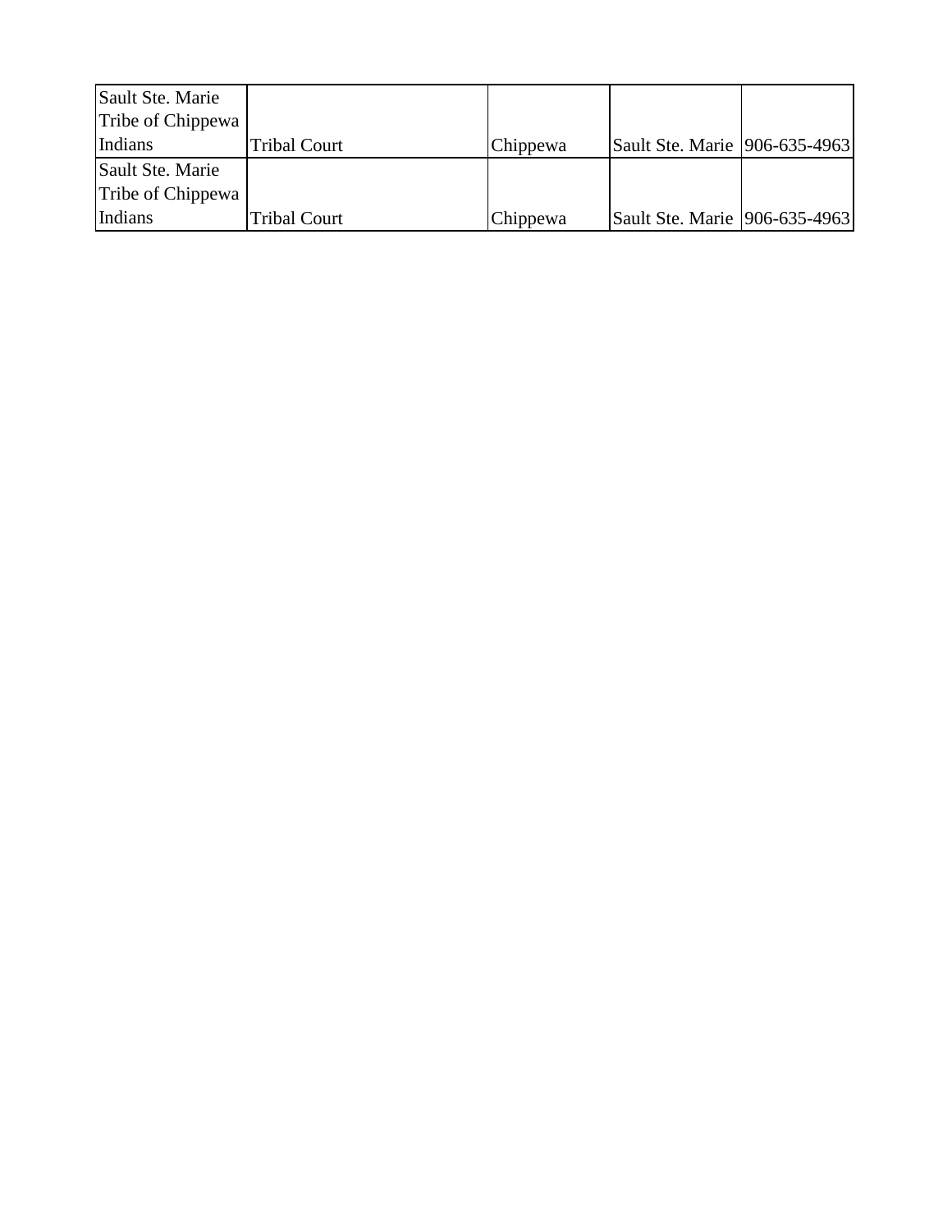| | | | | |
|---|---|---|---|---|
| Sault Ste. Marie Tribe of Chippewa Indians | Tribal Court | Chippewa | Sault Ste. Marie | 906-635-4963 |
| Sault Ste. Marie Tribe of Chippewa Indians | Tribal Court | Chippewa | Sault Ste. Marie | 906-635-4963 |